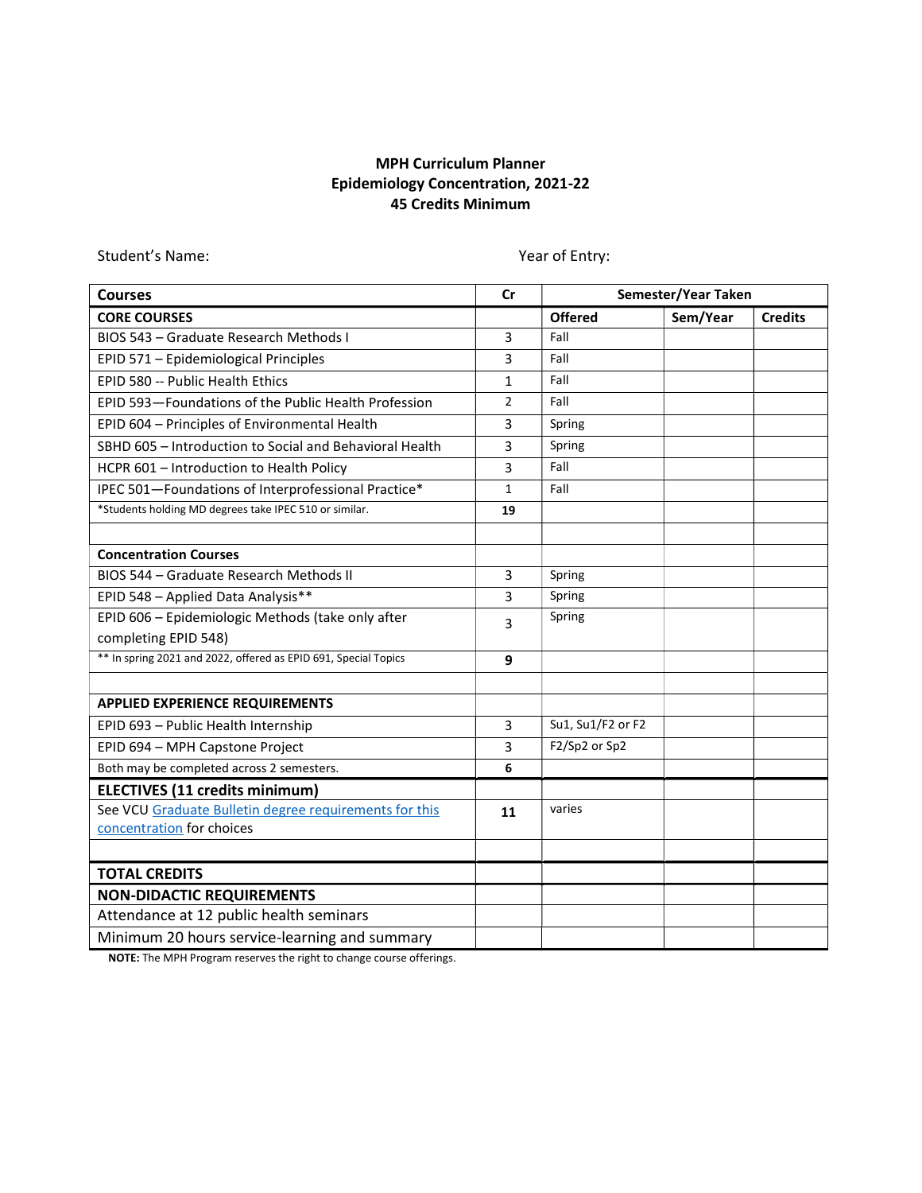**MPH Curriculum Planner**
**Epidemiology Concentration, 2021-22**
**45 Credits Minimum**

Student's Name: Year of Entry:

| Courses | Cr | Semester/Year Taken | | |
|---|---|---|---|---|
| **CORE COURSES** | | **Offered** | **Sem/Year** | **Credits** |
| BIOS 543 – Graduate Research Methods I | 3 | Fall | | |
| EPID 571 – Epidemiological Principles | 3 | Fall | | |
| EPID 580 -- Public Health Ethics | 1 | Fall | | |
| EPID 593—Foundations of the Public Health Profession | 2 | Fall | | |
| EPID 604 – Principles of Environmental Health | 3 | Spring | | |
| SBHD 605 – Introduction to Social and Behavioral Health | 3 | Spring | | |
| HCPR 601 – Introduction to Health Policy | 3 | Fall | | |
| IPEC 501—Foundations of Interprofessional Practice* | 1 | Fall | | |
| *Students holding MD degrees take IPEC 510 or similar. | **19** | | | |
| | | | | |
| **Concentration Courses** | | | | |
| BIOS 544 – Graduate Research Methods II | 3 | Spring | | |
| EPID 548 – Applied Data Analysis** | 3 | Spring | | |
| EPID 606 – Epidemiologic Methods (take only after completing EPID 548) | 3 | Spring | | |
| ** In spring 2021 and 2022, offered as EPID 691, Special Topics | **9** | | | |
| | | | | |
| **APPLIED EXPERIENCE REQUIREMENTS** | | | | |
| EPID 693 – Public Health Internship | 3 | Su1, Su1/F2 or F2 | | |
| EPID 694 – MPH Capstone Project | 3 | F2/Sp2 or Sp2 | | |
| Both may be completed across 2 semesters. | **6** | | | |
| **ELECTIVES (11 credits minimum)** | | | | |
| See VCU Graduate Bulletin degree requirements for this concentration for choices | **11** | varies | | |
| | | | | |
| **TOTAL CREDITS** | | | | |
| **NON-DIDACTIC REQUIREMENTS** | | | | |
| Attendance at 12 public health seminars | | | | |
| Minimum 20 hours service-learning and summary | | | | |

**NOTE:** The MPH Program reserves the right to change course offerings.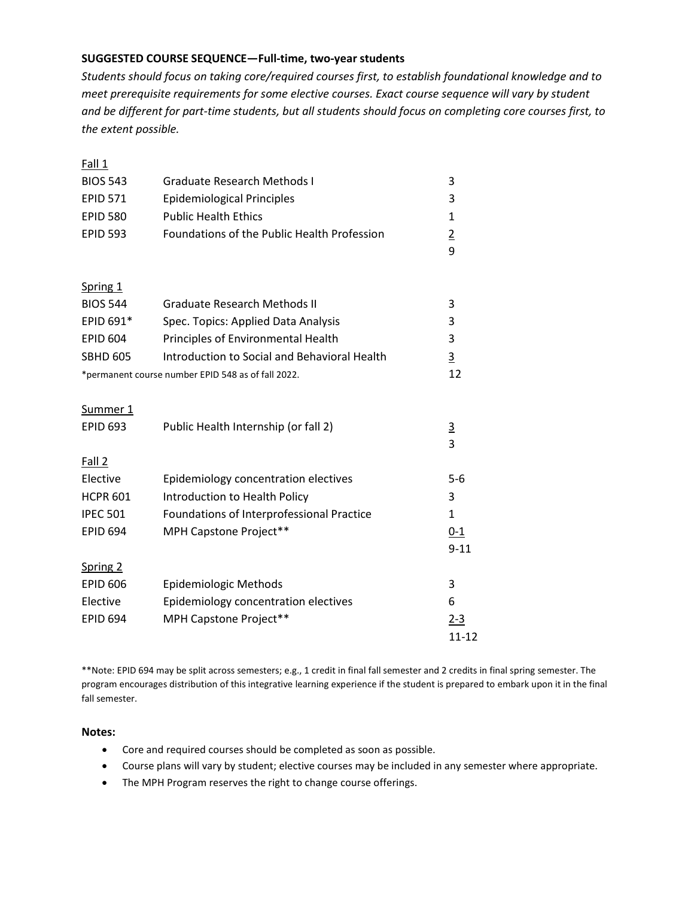**SUGGESTED COURSE SEQUENCE—Full-time, two-year students**

*Students should focus on taking core/required courses first, to establish foundational knowledge and to meet prerequisite requirements for some elective courses. Exact course sequence will vary by student and be different for part-time students, but all students should focus on completing core courses first, to the extent possible.*

Fall 1

| | | |
|---|---|---|
| BIOS 543 | Graduate Research Methods I | 3 |
| EPID 571 | Epidemiological Principles | 3 |
| EPID 580 | Public Health Ethics | 1 |
| EPID 593 | Foundations of the Public Health Profession | 2 |
| | | 9 |

Spring 1

| | | |
|---|---|---|
| BIOS 544 | Graduate Research Methods II | 3 |
| EPID 691* | Spec. Topics: Applied Data Analysis | 3 |
| EPID 604 | Principles of Environmental Health | 3 |
| SBHD 605 | Introduction to Social and Behavioral Health | 3 |
| | | 12 |

*permanent course number EPID 548 as of fall 2022.

Summer 1

| | | |
|---|---|---|
| EPID 693 | Public Health Internship (or fall 2) | 3 |
| | | 3 |

Fall 2

| | | |
|---|---|---|
| Elective | Epidemiology concentration electives | 5-6 |
| HCPR 601 | Introduction to Health Policy | 3 |
| IPEC 501 | Foundations of Interprofessional Practice | 1 |
| EPID 694 | MPH Capstone Project** | 0-1 |
| | | 9-11 |

Spring 2

| | | |
|---|---|---|
| EPID 606 | Epidemiologic Methods | 3 |
| Elective | Epidemiology concentration electives | 6 |
| EPID 694 | MPH Capstone Project** | 2-3 |
| | | 11-12 |

**Note: EPID 694 may be split across semesters; e.g., 1 credit in final fall semester and 2 credits in final spring semester. The program encourages distribution of this integrative learning experience if the student is prepared to embark upon it in the final fall semester.

**Notes:**

- Core and required courses should be completed as soon as possible.
- Course plans will vary by student; elective courses may be included in any semester where appropriate.
- The MPH Program reserves the right to change course offerings.